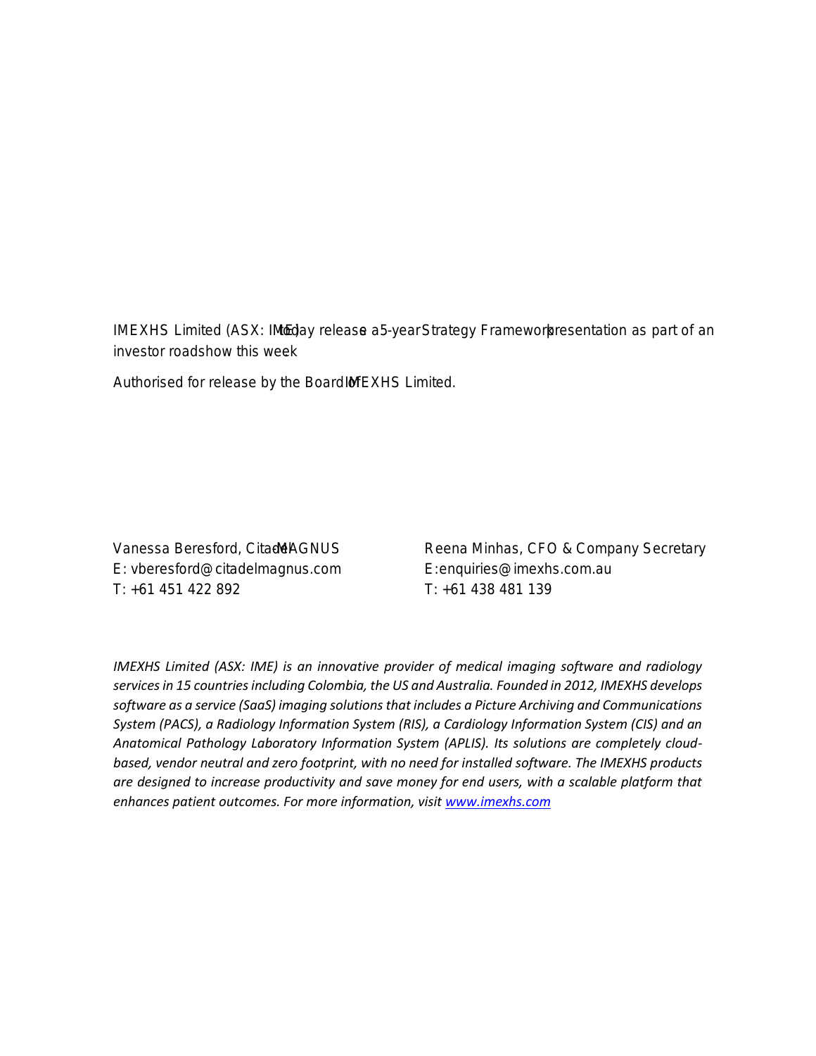IMEXHS Limited (ASX: IME) today releases a 5-year Strategy Framework presentation as part of an investor roadshow this week

Authorised for release by the Board of IMEXHS Limited.

Vanessa Beresford, CitadelMAGNUS
E: vberesford@citadelmagnus.com
T: +61 451 422 892

Reena Minhas, CFO & Company Secretary
E: enquiries@imexhs.com.au
T: +61 438 481 139

*IMEXHS Limited (ASX: IME) is an innovative provider of medical imaging software and radiology services in 15 countries including Colombia, the US and Australia. Founded in 2012, IMEXHS develops software as a service (SaaS) imaging solutions that includes a Picture Archiving and Communications System (PACS), a Radiology Information System (RIS), a Cardiology Information System (CIS) and an Anatomical Pathology Laboratory Information System (APLIS). Its solutions are completely cloud-based, vendor neutral and zero footprint, with no need for installed software. The IMEXHS products are designed to increase productivity and save money for end users, with a scalable platform that enhances patient outcomes. For more information, visit [www.imexhs.com](www.imexhs.com)*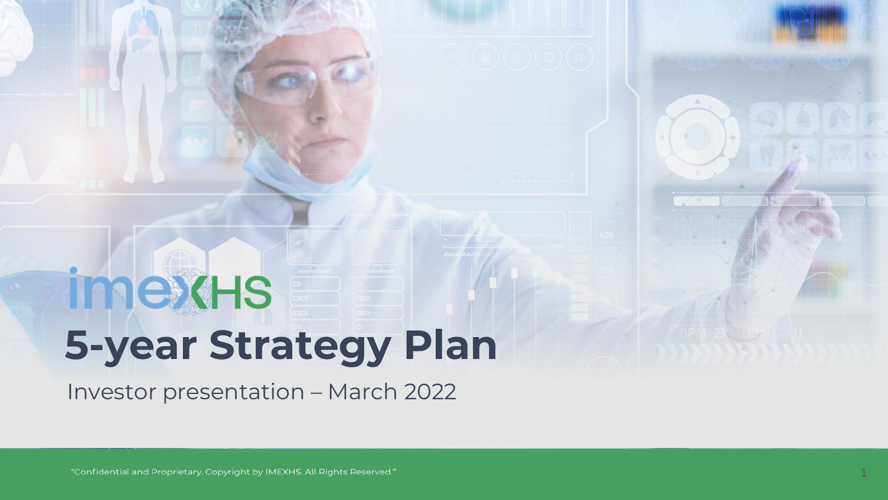imexHS

# 5-year Strategy Plan

Investor presentation – March 2022

“Confidential and Proprietary. Copyright by IMEXHS. All Rights Reserved.”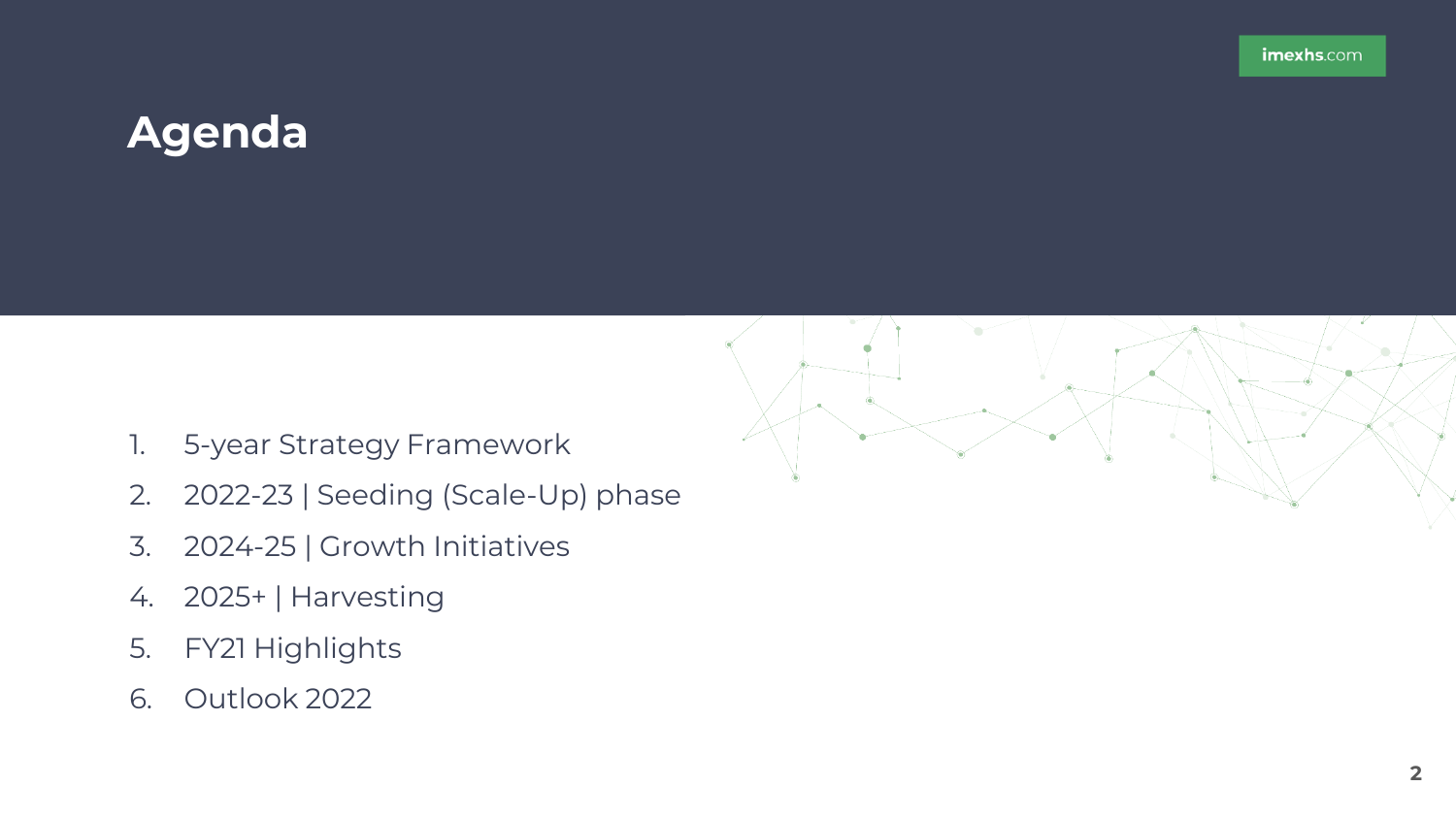# Agenda

1. 5-year Strategy Framework
2. 2022-23 | Seeding (Scale-Up) phase
3. 2024-25 | Growth Initiatives
4. 2025+ | Harvesting
5. FY21 Highlights
6. Outlook 2022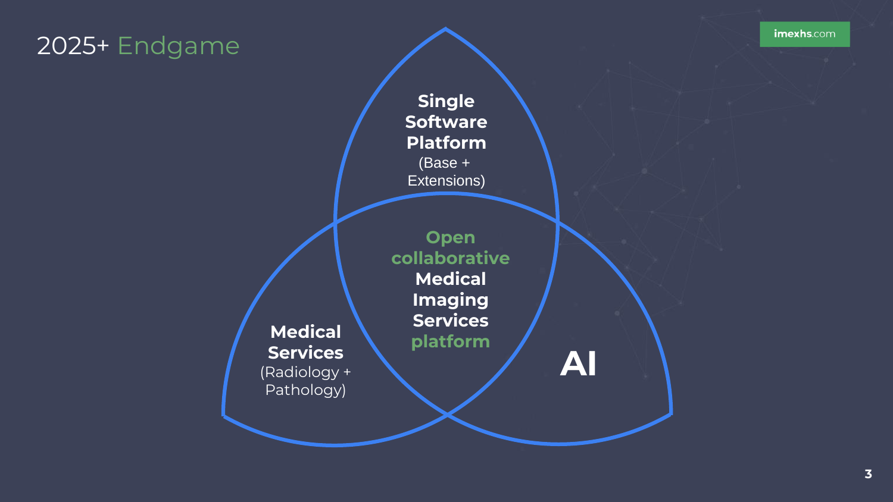# 2025+ Endgame

**Single Software Platform**
(Base + Extensions)

**Medical Services**
(Radiology + Pathology)

**AI**

**Open collaborative Medical Imaging Services platform**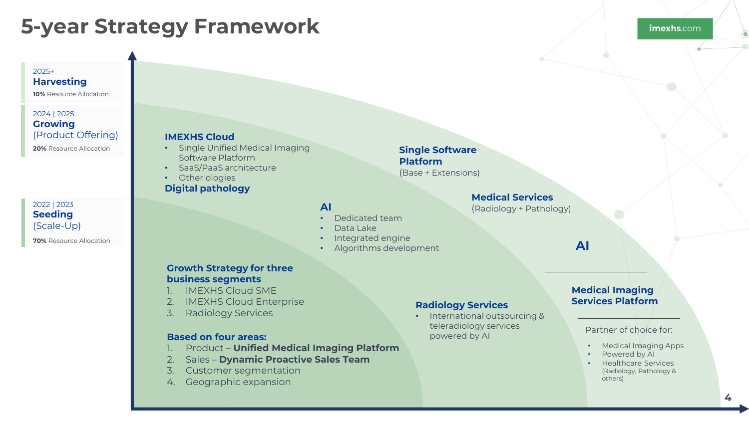# 5-year Strategy Framework

**2025+**
**Harvesting**
**10%** Resource Allocation

**2024 | 2025**
**Growing** (Product Offering)
**20%** Resource Allocation

**2022 | 2023**
**Seeding** (Scale-Up)
**70%** Resource Allocation

## Seeding (Scale-Up)

**Growth Strategy for three business segments**

1. IMEXHS Cloud SME
2. IMEXHS Cloud Enterprise
3. Radiology Services

**Based on four areas:**

1. Product – **Unified Medical Imaging Platform**
2. Sales – **Dynamic Proactive Sales Team**
3. Customer segmentation
4. Geographic expansion

## Growing (Product Offering)

**IMEXHS Cloud**

- Single Unified Medical Imaging Software Platform
- SaaS/PaaS architecture
- Other ologies

**Digital pathology**

**AI**

- Dedicated team
- Data Lake
- Integrated engine
- Algorithms development

**Radiology Services**

- International outsourcing & teleradiology services powered by AI

## Harvesting

**Single Software Platform**
(Base + Extensions)

**Medical Services**
(Radiology + Pathology)

**AI**

**Medical Imaging Services Platform**

Partner of choice for:

- Medical Imaging Apps Powered by AI
- Healthcare Services (Radiology, Pathology & others)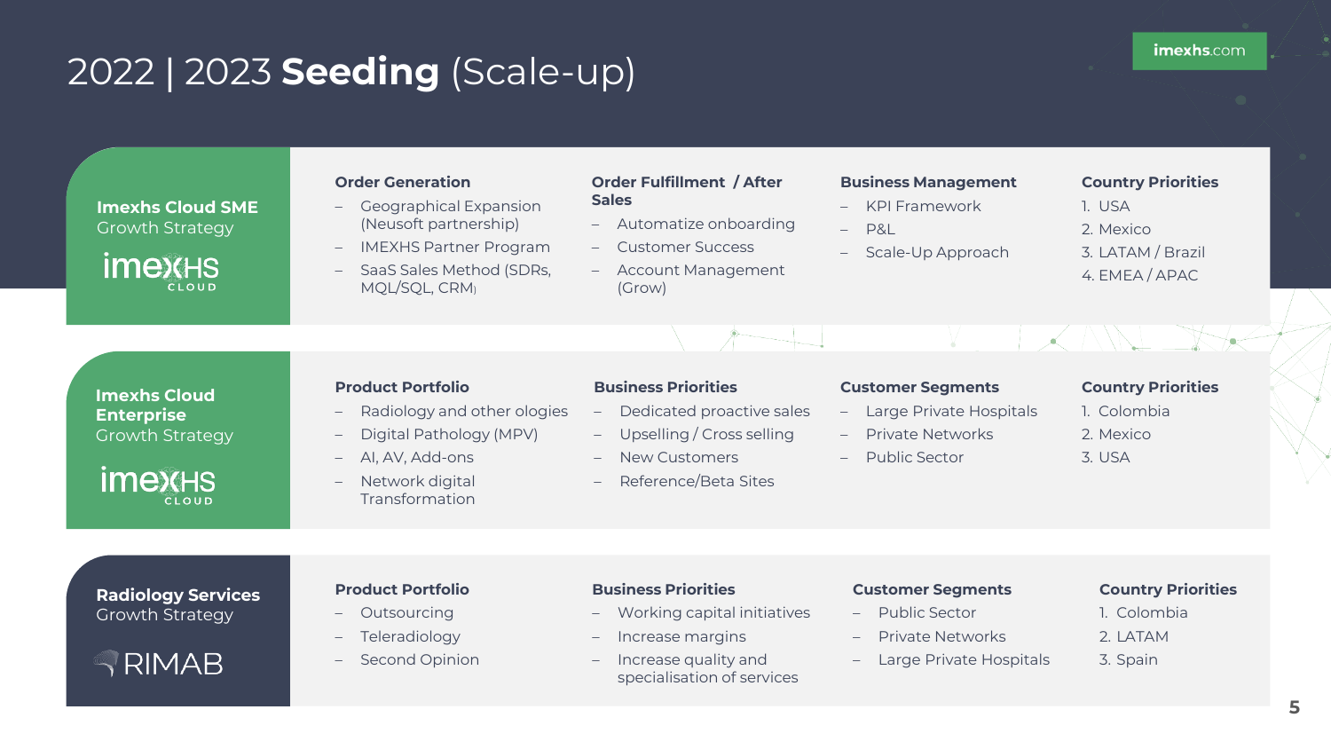# 2022 | 2023 **Seeding** (Scale-up)

imexhs.com

## Imexhs Cloud SME Growth Strategy

imexHS CLOUD

**Order Generation**
- Geographical Expansion (Neusoft partnership)
- IMEXHS Partner Program
- SaaS Sales Method (SDRs, MQL/SQL, CRM)

**Order Fulfillment / After Sales**
- Automatize onboarding
- Customer Success
- Account Management (Grow)

**Business Management**
- KPI Framework
- P&L
- Scale-Up Approach

**Country Priorities**
1. USA
2. Mexico
3. LATAM / Brazil
4. EMEA / APAC

## Imexhs Cloud Enterprise Growth Strategy

imexHS CLOUD

**Product Portfolio**
- Radiology and other ologies
- Digital Pathology (MPV)
- AI, AV, Add-ons
- Network digital Transformation

**Business Priorities**
- Dedicated proactive sales
- Upselling / Cross selling
- New Customers
- Reference/Beta Sites

**Customer Segments**
- Large Private Hospitals
- Private Networks
- Public Sector

**Country Priorities**
1. Colombia
2. Mexico
3. USA

## Radiology Services Growth Strategy

RIMAB

**Product Portfolio**
- Outsourcing
- Teleradiology
- Second Opinion

**Business Priorities**
- Working capital initiatives
- Increase margins
- Increase quality and specialisation of services

**Customer Segments**
- Public Sector
- Private Networks
- Large Private Hospitals

**Country Priorities**
1. Colombia
2. LATAM
3. Spain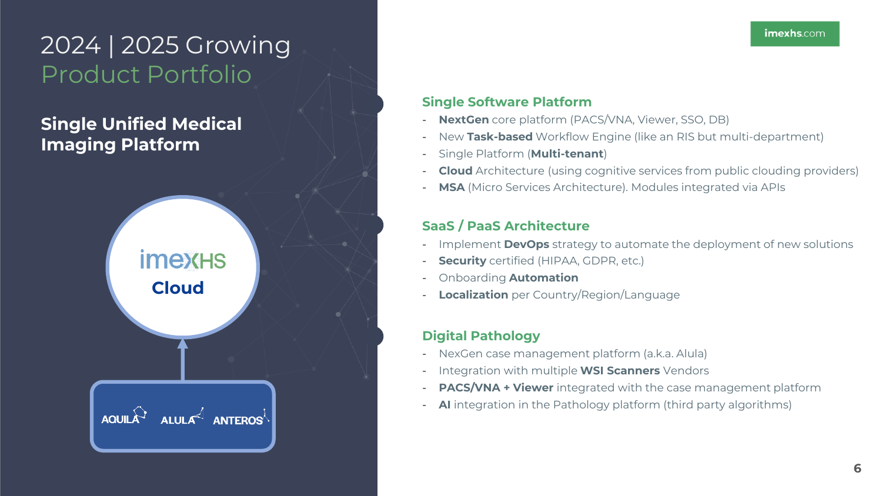# 2024 | 2025 Growing Product Portfolio

## Single Unified Medical Imaging Platform

imexHS Cloud

AQUILA ALULA ANTEROS

### Single Software Platform

- **NextGen** core platform (PACS/VNA, Viewer, SSO, DB)
- New **Task-based** Workflow Engine (like an RIS but multi-department)
- Single Platform (**Multi-tenant**)
- **Cloud** Architecture (using cognitive services from public clouding providers)
- **MSA** (Micro Services Architecture). Modules integrated via APIs

### SaaS / PaaS Architecture

- Implement **DevOps** strategy to automate the deployment of new solutions
- **Security** certified (HIPAA, GDPR, etc.)
- Onboarding **Automation**
- **Localization** per Country/Region/Language

### Digital Pathology

- NexGen case management platform (a.k.a. Alula)
- Integration with multiple **WSI Scanners** Vendors
- **PACS/VNA + Viewer** integrated with the case management platform
- **AI** integration in the Pathology platform (third party algorithms)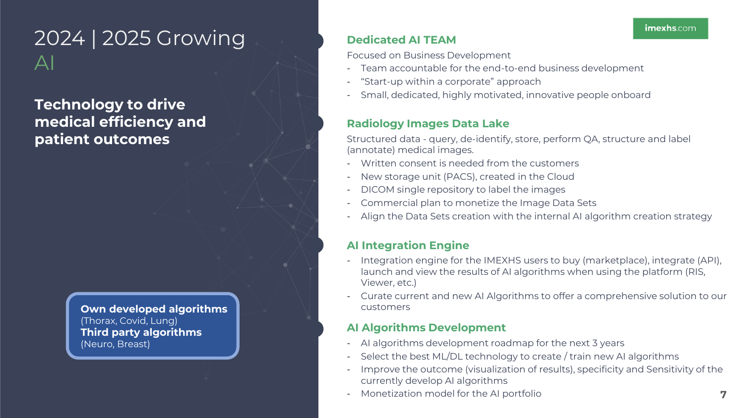# 2024 | 2025 Growing AI

**Technology to drive medical efficiency and patient outcomes**

**Own developed algorithms**
(Thorax, Covid, Lung)
**Third party algorithms**
(Neuro, Breast)

imexhs.com

## Dedicated AI TEAM

Focused on Business Development

- Team accountable for the end-to-end business development
- "Start-up within a corporate" approach
- Small, dedicated, highly motivated, innovative people onboard

## Radiology Images Data Lake

Structured data - query, de-identify, store, perform QA, structure and label (annotate) medical images.

- Written consent is needed from the customers
- New storage unit (PACS), created in the Cloud
- DICOM single repository to label the images
- Commercial plan to monetize the Image Data Sets
- Align the Data Sets creation with the internal AI algorithm creation strategy

## AI Integration Engine

- Integration engine for the IMEXHS users to buy (marketplace), integrate (API), launch and view the results of AI algorithms when using the platform (RIS, Viewer, etc.)
- Curate current and new AI Algorithms to offer a comprehensive solution to our customers

## AI Algorithms Development

- AI algorithms development roadmap for the next 3 years
- Select the best ML/DL technology to create / train new AI algorithms
- Improve the outcome (visualization of results), specificity and Sensitivity of the currently develop AI algorithms
- Monetization model for the AI portfolio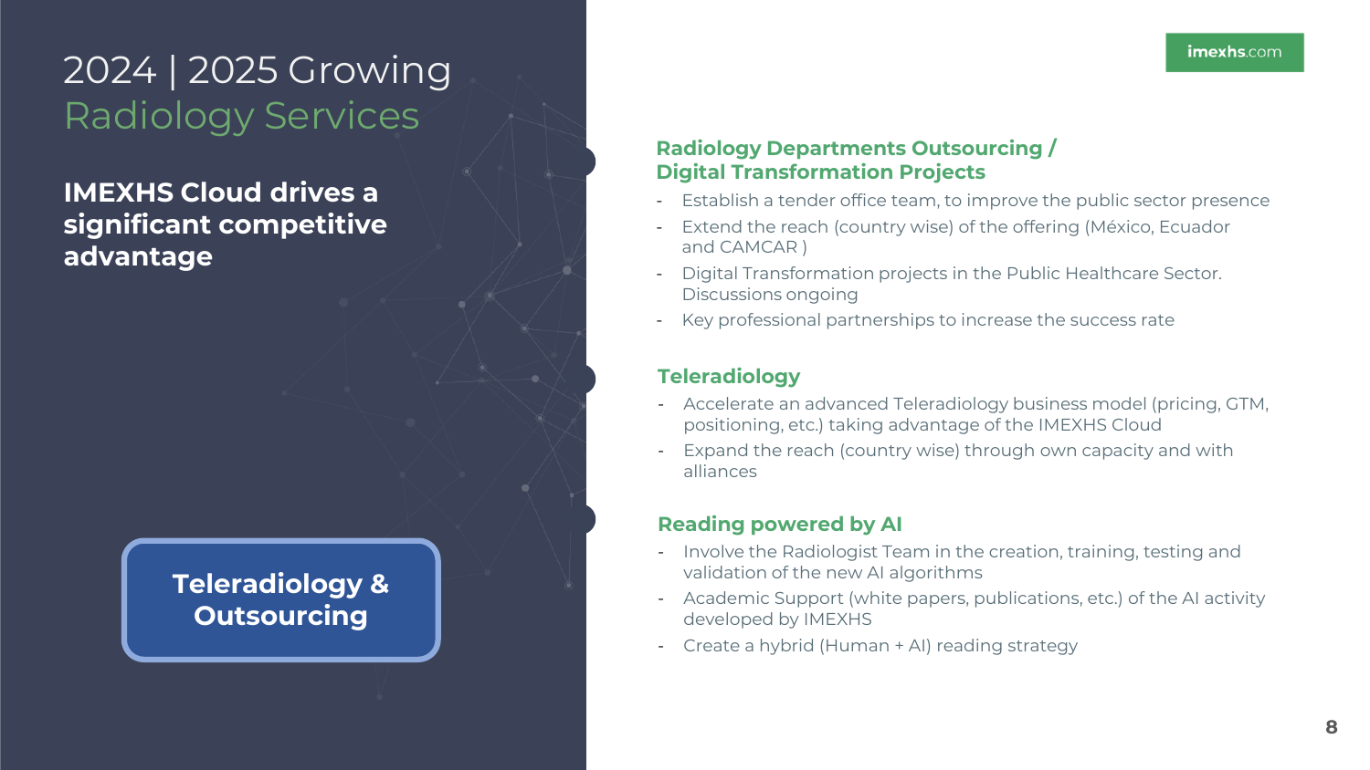# 2024 | 2025 Growing Radiology Services

**IMEXHS Cloud drives a significant competitive advantage**

**Teleradiology & Outsourcing**

### Radiology Departments Outsourcing / Digital Transformation Projects

- Establish a tender office team, to improve the public sector presence
- Extend the reach (country wise) of the offering (México, Ecuador and CAMCAR )
- Digital Transformation projects in the Public Healthcare Sector. Discussions ongoing
- Key professional partnerships to increase the success rate

### Teleradiology

- Accelerate an advanced Teleradiology business model (pricing, GTM, positioning, etc.) taking advantage of the IMEXHS Cloud
- Expand the reach (country wise) through own capacity and with alliances

### Reading powered by AI

- Involve the Radiologist Team in the creation, training, testing and validation of the new AI algorithms
- Academic Support (white papers, publications, etc.) of the AI activity developed by IMEXHS
- Create a hybrid (Human + AI) reading strategy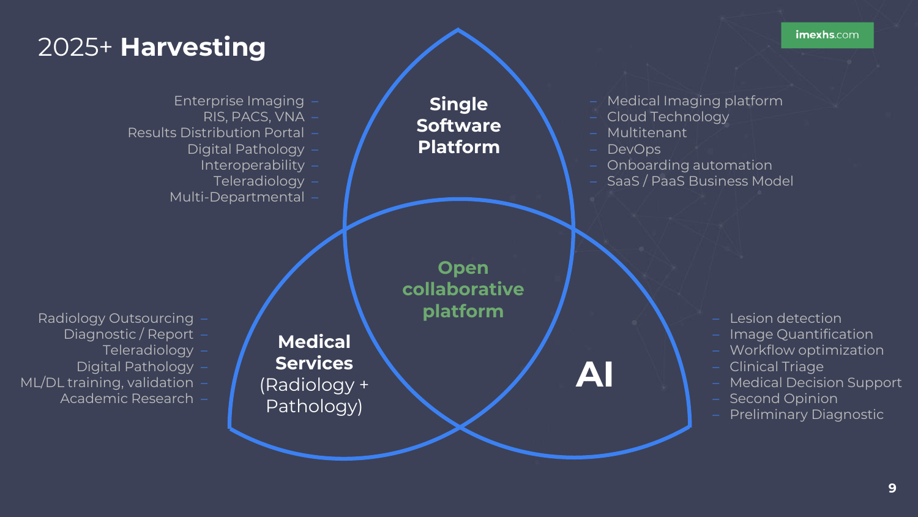# 2025+ **Harvesting**

imexhs.com

## Single Software Platform

- Medical Imaging platform
- Cloud Technology
- Multitenant
- DevOps
- Onboarding automation
- SaaS / PaaS Business Model

Related offerings:

- Enterprise Imaging
- RIS, PACS, VNA
- Results Distribution Portal
- Digital Pathology
- Interoperability
- Teleradiology
- Multi-Departmental

## Open collaborative platform

## Medical Services (Radiology + Pathology)

- Radiology Outsourcing
- Diagnostic / Report
- Teleradiology
- Digital Pathology
- ML/DL training, validation
- Academic Research

## AI

- Lesion detection
- Image Quantification
- Workflow optimization
- Clinical Triage
- Medical Decision Support
- Second Opinion
- Preliminary Diagnostic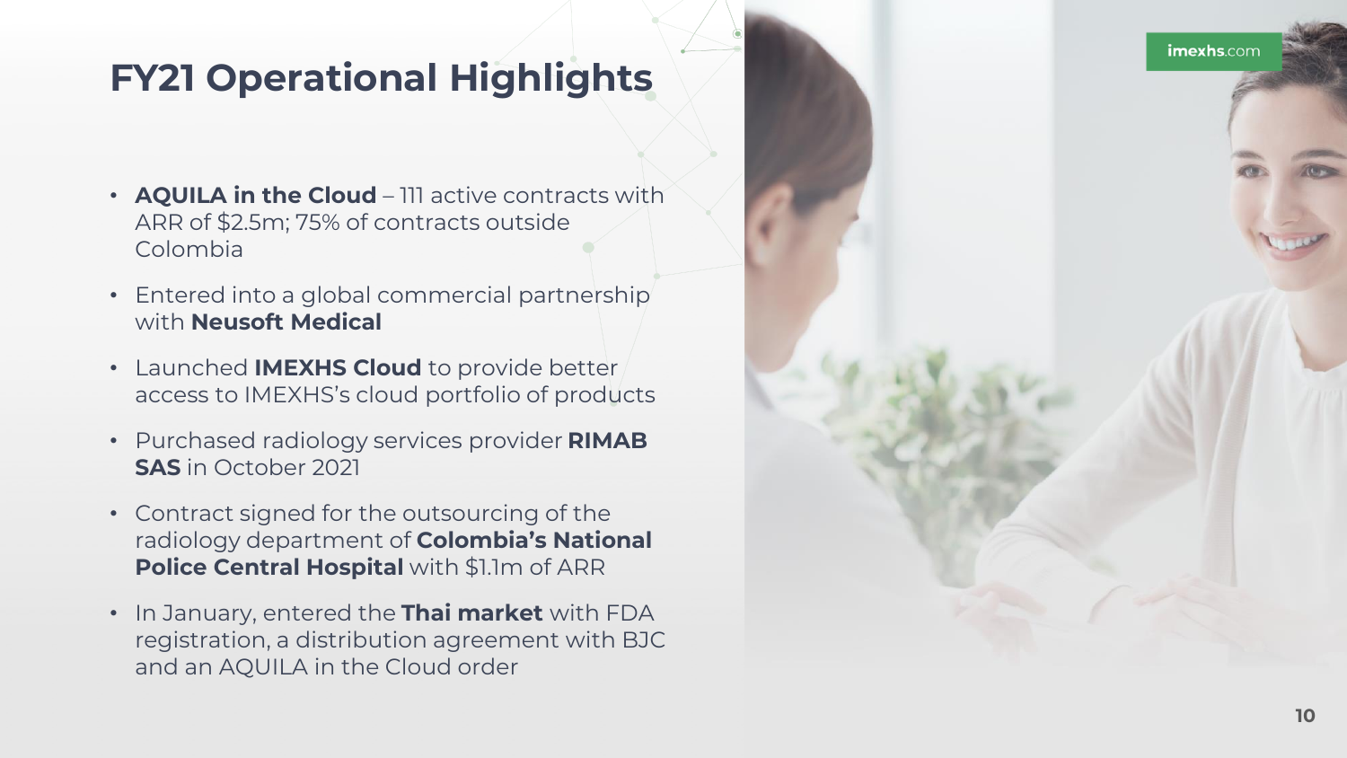# FY21 Operational Highlights

- **AQUILA in the Cloud** – 111 active contracts with ARR of $2.5m; 75% of contracts outside Colombia
- Entered into a global commercial partnership with **Neusoft Medical**
- Launched **IMEXHS Cloud** to provide better access to IMEXHS's cloud portfolio of products
- Purchased radiology services provider **RIMAB SAS** in October 2021
- Contract signed for the outsourcing of the radiology department of **Colombia's National Police Central Hospital** with $1.1m of ARR
- In January, entered the **Thai market** with FDA registration, a distribution agreement with BJC and an AQUILA in the Cloud order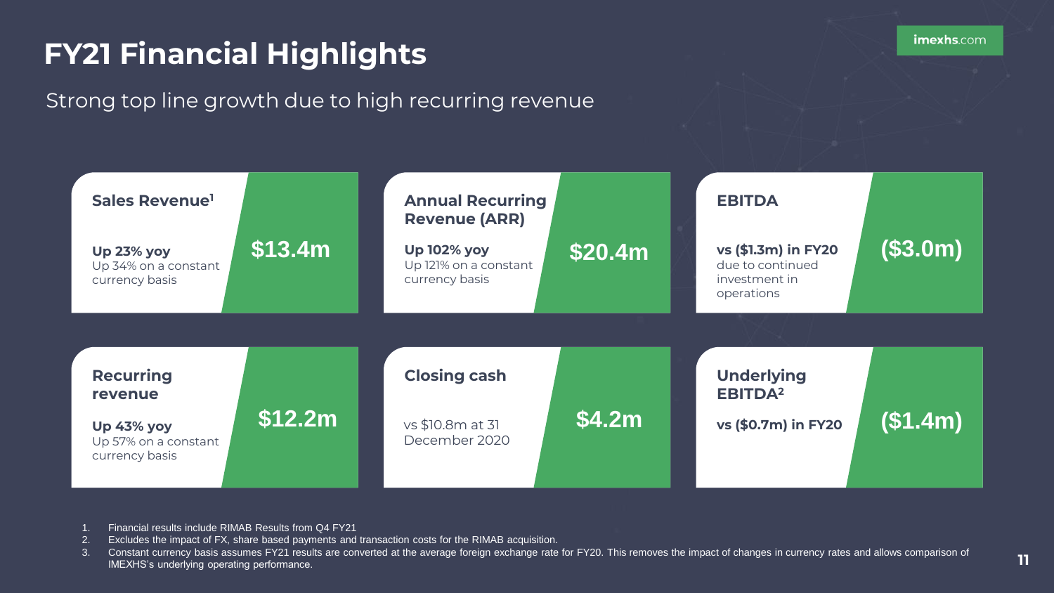# FY21 Financial Highlights

Strong top line growth due to high recurring revenue

### Sales Revenue[1]

**$13.4m**

**Up 23% yoy**
Up 34% on a constant currency basis

### Annual Recurring Revenue (ARR)

**$20.4m**

**Up 102% yoy**
Up 121% on a constant currency basis

### EBITDA

**($3.0m)**

**vs ($1.3m) in FY20**
due to continued investment in operations

### Recurring revenue

**$12.2m**

**Up 43% yoy**
Up 57% on a constant currency basis

### Closing cash

**$4.2m**

vs $10.8m at 31 December 2020

### Underlying EBITDA[2]

**($1.4m)**

**vs ($0.7m) in FY20**

1. Financial results include RIMAB Results from Q4 FY21
2. Excludes the impact of FX, share based payments and transaction costs for the RIMAB acquisition.
3. Constant currency basis assumes FY21 results are converted at the average foreign exchange rate for FY20. This removes the impact of changes in currency rates and allows comparison of IMEXHS's underlying operating performance.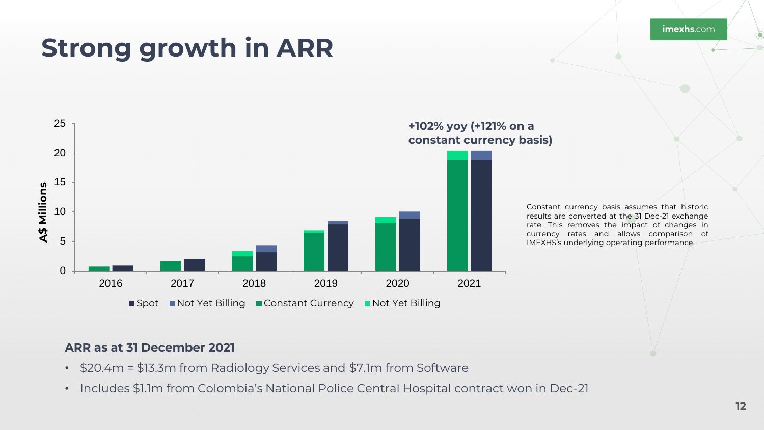# Strong growth in ARR

+102% yoy (+121% on a constant currency basis)

Constant currency basis assumes that historic results are converted at the 31 Dec-21 exchange rate. This removes the impact of changes in currency rates and allows comparison of IMEXHS's underlying operating performance.

### ARR as at 31 December 2021

- \$20.4m = \$13.3m from Radiology Services and \$7.1m from Software
- Includes \$1.1m from Colombia's National Police Central Hospital contract won in Dec-21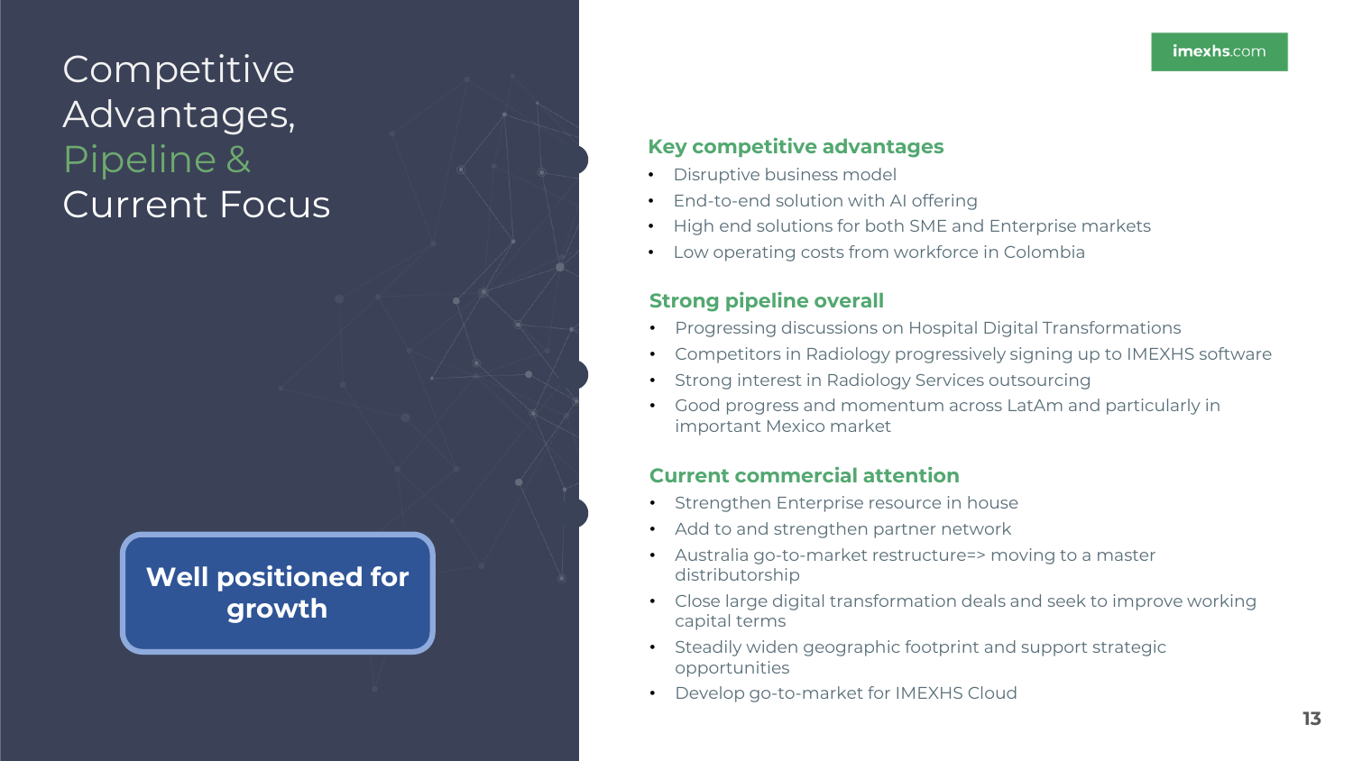# Competitive Advantages, Pipeline & Current Focus

imexhs.com

**Well positioned for growth**

## Key competitive advantages

- Disruptive business model
- End-to-end solution with AI offering
- High end solutions for both SME and Enterprise markets
- Low operating costs from workforce in Colombia

## Strong pipeline overall

- Progressing discussions on Hospital Digital Transformations
- Competitors in Radiology progressively signing up to IMEXHS software
- Strong interest in Radiology Services outsourcing
- Good progress and momentum across LatAm and particularly in important Mexico market

## Current commercial attention

- Strengthen Enterprise resource in house
- Add to and strengthen partner network
- Australia go-to-market restructure=> moving to a master distributorship
- Close large digital transformation deals and seek to improve working capital terms
- Steadily widen geographic footprint and support strategic opportunities
- Develop go-to-market for IMEXHS Cloud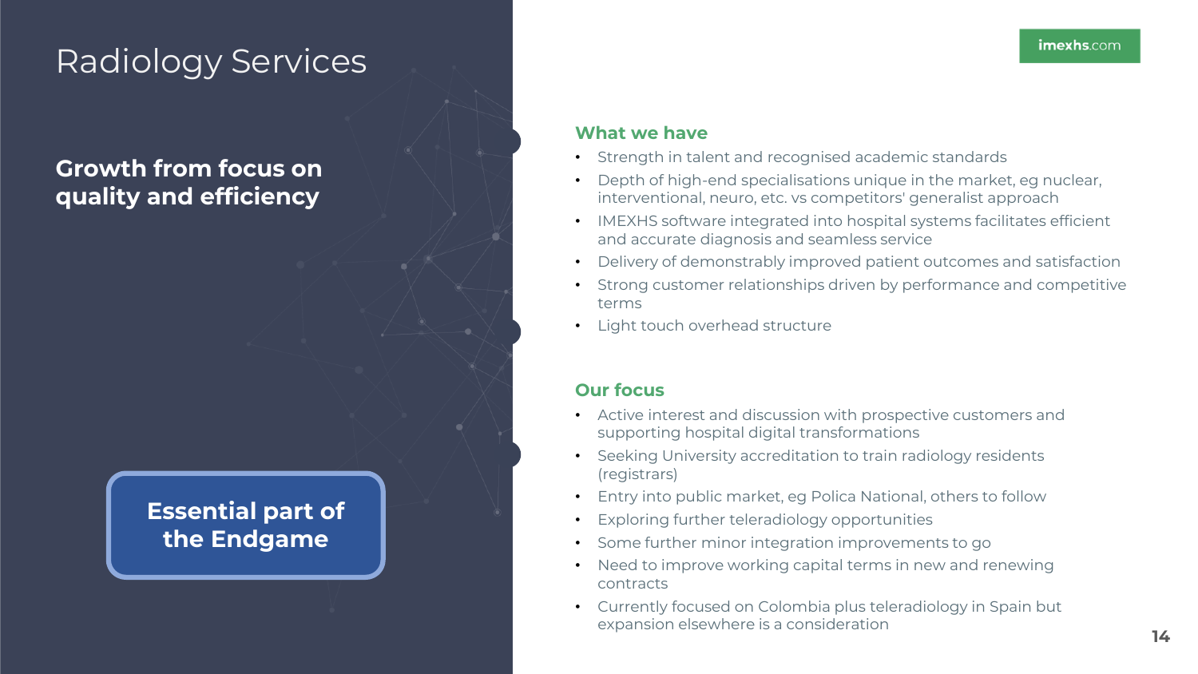# Radiology Services

## Growth from focus on quality and efficiency

**Essential part of the Endgame**

imexhs.com

### What we have

- Strength in talent and recognised academic standards
- Depth of high-end specialisations unique in the market, eg nuclear, interventional, neuro, etc. vs competitors' generalist approach
- IMEXHS software integrated into hospital systems facilitates efficient and accurate diagnosis and seamless service
- Delivery of demonstrably improved patient outcomes and satisfaction
- Strong customer relationships driven by performance and competitive terms
- Light touch overhead structure

### Our focus

- Active interest and discussion with prospective customers and supporting hospital digital transformations
- Seeking University accreditation to train radiology residents (registrars)
- Entry into public market, eg Polica National, others to follow
- Exploring further teleradiology opportunities
- Some further minor integration improvements to go
- Need to improve working capital terms in new and renewing contracts
- Currently focused on Colombia plus teleradiology in Spain but expansion elsewhere is a consideration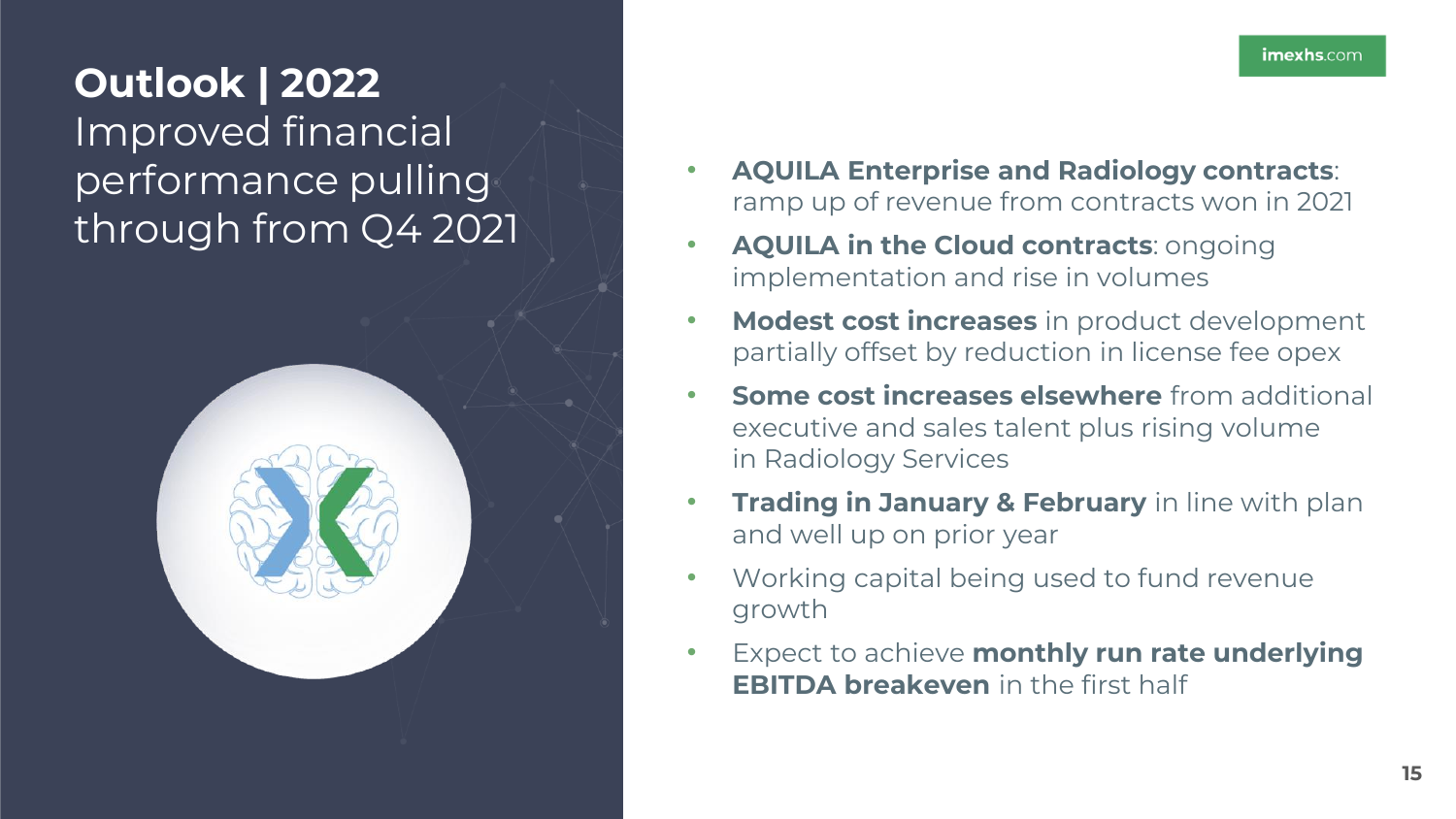# Outlook | 2022

## Improved financial performance pulling through from Q4 2021

imexhs.com

- **AQUILA Enterprise and Radiology contracts**: ramp up of revenue from contracts won in 2021
- **AQUILA in the Cloud contracts**: ongoing implementation and rise in volumes
- **Modest cost increases** in product development partially offset by reduction in license fee opex
- **Some cost increases elsewhere** from additional executive and sales talent plus rising volume in Radiology Services
- **Trading in January & February** in line with plan and well up on prior year
- Working capital being used to fund revenue growth
- Expect to achieve **monthly run rate underlying EBITDA breakeven** in the first half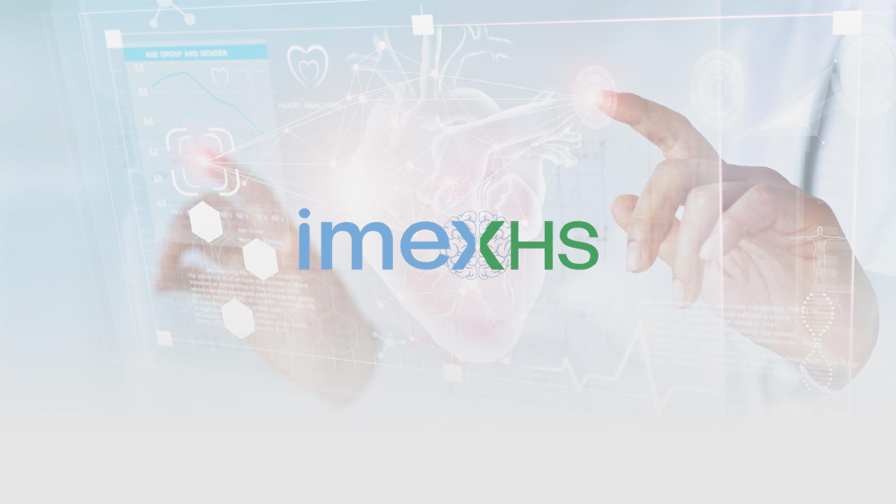imexHS